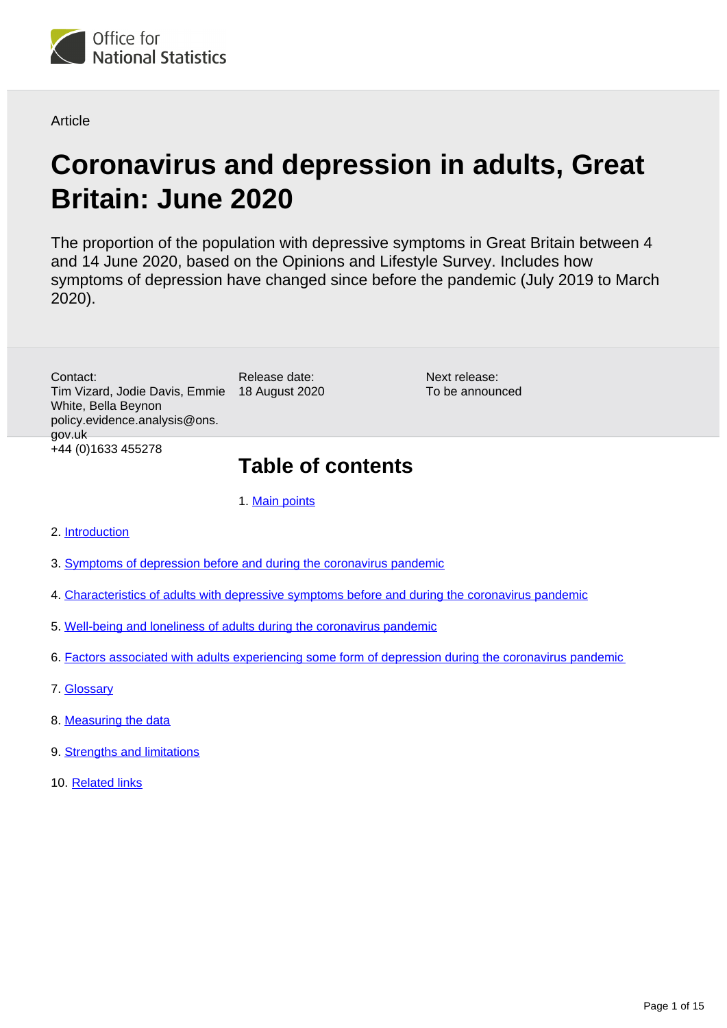Office for National Statistics

Article

# Coronavirus and depression in adults, Great Britain: June 2020

The proportion of the population with depressive symptoms in Great Britain between 4 and 14 June 2020, based on the Opinions and Lifestyle Survey. Includes how symptoms of depression have changed since before the pandemic (July 2019 to March 2020).

Contact:
Tim Vizard, Jodie Davis, Emmie White, Bella Beynon
policy.evidence.analysis@ons.gov.uk
+44 (0)1633 455278

Release date:
18 August 2020

Next release:
To be announced

## Table of contents

1. Main points
2. Introduction
3. Symptoms of depression before and during the coronavirus pandemic
4. Characteristics of adults with depressive symptoms before and during the coronavirus pandemic
5. Well-being and loneliness of adults during the coronavirus pandemic
6. Factors associated with adults experiencing some form of depression during the coronavirus pandemic
7. Glossary
8. Measuring the data
9. Strengths and limitations
10. Related links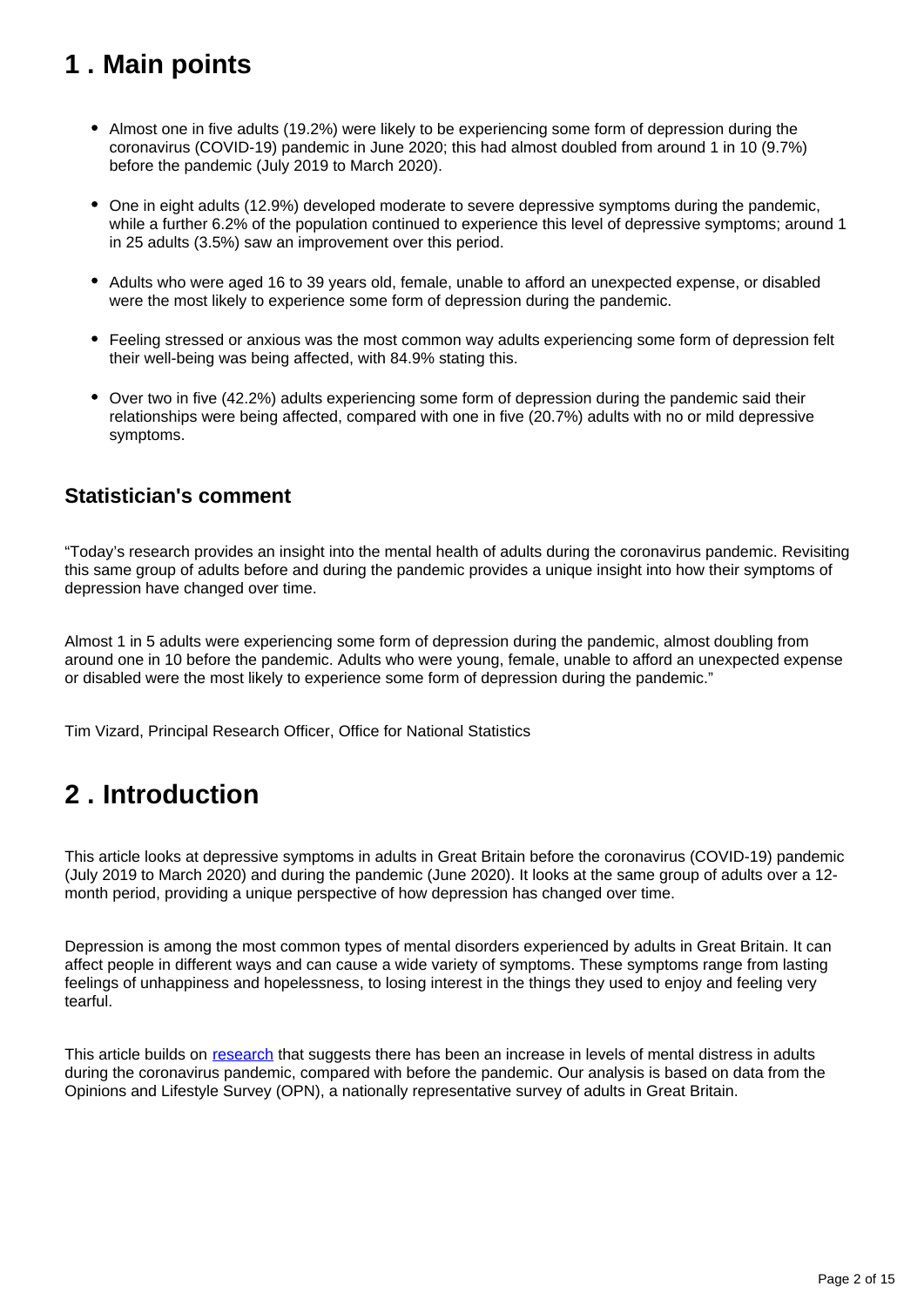## 1 . Main points

- Almost one in five adults (19.2%) were likely to be experiencing some form of depression during the coronavirus (COVID-19) pandemic in June 2020; this had almost doubled from around 1 in 10 (9.7%) before the pandemic (July 2019 to March 2020).
- One in eight adults (12.9%) developed moderate to severe depressive symptoms during the pandemic, while a further 6.2% of the population continued to experience this level of depressive symptoms; around 1 in 25 adults (3.5%) saw an improvement over this period.
- Adults who were aged 16 to 39 years old, female, unable to afford an unexpected expense, or disabled were the most likely to experience some form of depression during the pandemic.
- Feeling stressed or anxious was the most common way adults experiencing some form of depression felt their well-being was being affected, with 84.9% stating this.
- Over two in five (42.2%) adults experiencing some form of depression during the pandemic said their relationships were being affected, compared with one in five (20.7%) adults with no or mild depressive symptoms.

### Statistician's comment

"Today's research provides an insight into the mental health of adults during the coronavirus pandemic. Revisiting this same group of adults before and during the pandemic provides a unique insight into how their symptoms of depression have changed over time.

Almost 1 in 5 adults were experiencing some form of depression during the pandemic, almost doubling from around one in 10 before the pandemic. Adults who were young, female, unable to afford an unexpected expense or disabled were the most likely to experience some form of depression during the pandemic."

Tim Vizard, Principal Research Officer, Office for National Statistics

## 2 . Introduction

This article looks at depressive symptoms in adults in Great Britain before the coronavirus (COVID-19) pandemic (July 2019 to March 2020) and during the pandemic (June 2020). It looks at the same group of adults over a 12-month period, providing a unique perspective of how depression has changed over time.

Depression is among the most common types of mental disorders experienced by adults in Great Britain. It can affect people in different ways and can cause a wide variety of symptoms. These symptoms range from lasting feelings of unhappiness and hopelessness, to losing interest in the things they used to enjoy and feeling very tearful.

This article builds on research that suggests there has been an increase in levels of mental distress in adults during the coronavirus pandemic, compared with before the pandemic. Our analysis is based on data from the Opinions and Lifestyle Survey (OPN), a nationally representative survey of adults in Great Britain.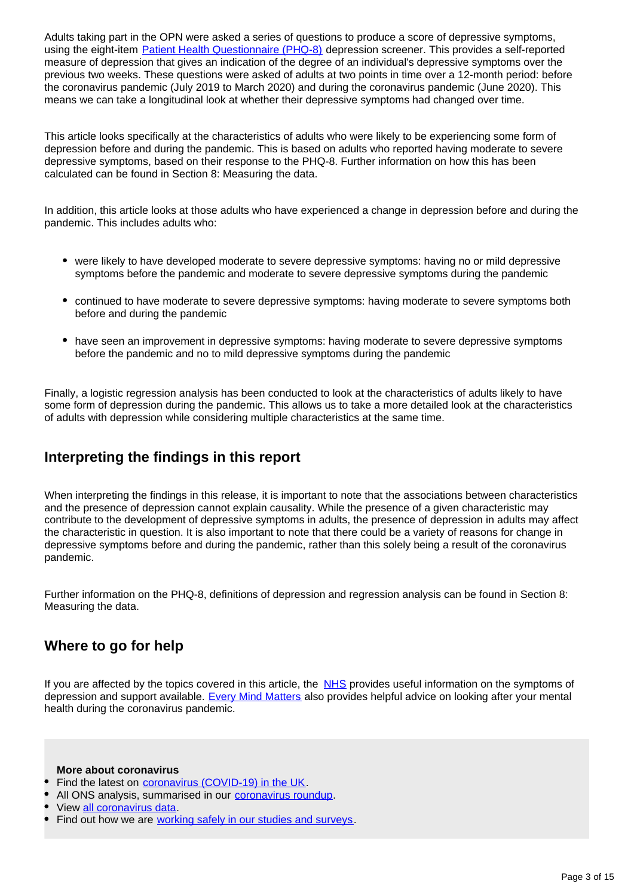Adults taking part in the OPN were asked a series of questions to produce a score of depressive symptoms, using the eight-item Patient Health Questionnaire (PHQ-8) depression screener. This provides a self-reported measure of depression that gives an indication of the degree of an individual's depressive symptoms over the previous two weeks. These questions were asked of adults at two points in time over a 12-month period: before the coronavirus pandemic (July 2019 to March 2020) and during the coronavirus pandemic (June 2020). This means we can take a longitudinal look at whether their depressive symptoms had changed over time.

This article looks specifically at the characteristics of adults who were likely to be experiencing some form of depression before and during the pandemic. This is based on adults who reported having moderate to severe depressive symptoms, based on their response to the PHQ-8. Further information on how this has been calculated can be found in Section 8: Measuring the data.

In addition, this article looks at those adults who have experienced a change in depression before and during the pandemic. This includes adults who:

- were likely to have developed moderate to severe depressive symptoms: having no or mild depressive symptoms before the pandemic and moderate to severe depressive symptoms during the pandemic
- continued to have moderate to severe depressive symptoms: having moderate to severe symptoms both before and during the pandemic
- have seen an improvement in depressive symptoms: having moderate to severe depressive symptoms before the pandemic and no to mild depressive symptoms during the pandemic

Finally, a logistic regression analysis has been conducted to look at the characteristics of adults likely to have some form of depression during the pandemic. This allows us to take a more detailed look at the characteristics of adults with depression while considering multiple characteristics at the same time.

## Interpreting the findings in this report

When interpreting the findings in this release, it is important to note that the associations between characteristics and the presence of depression cannot explain causality. While the presence of a given characteristic may contribute to the development of depressive symptoms in adults, the presence of depression in adults may affect the characteristic in question. It is also important to note that there could be a variety of reasons for change in depressive symptoms before and during the pandemic, rather than this solely being a result of the coronavirus pandemic.

Further information on the PHQ-8, definitions of depression and regression analysis can be found in Section 8: Measuring the data.

## Where to go for help

If you are affected by the topics covered in this article, the NHS provides useful information on the symptoms of depression and support available. Every Mind Matters also provides helpful advice on looking after your mental health during the coronavirus pandemic.

**More about coronavirus**

- Find the latest on coronavirus (COVID-19) in the UK.
- All ONS analysis, summarised in our coronavirus roundup.
- View all coronavirus data.
- Find out how we are working safely in our studies and surveys.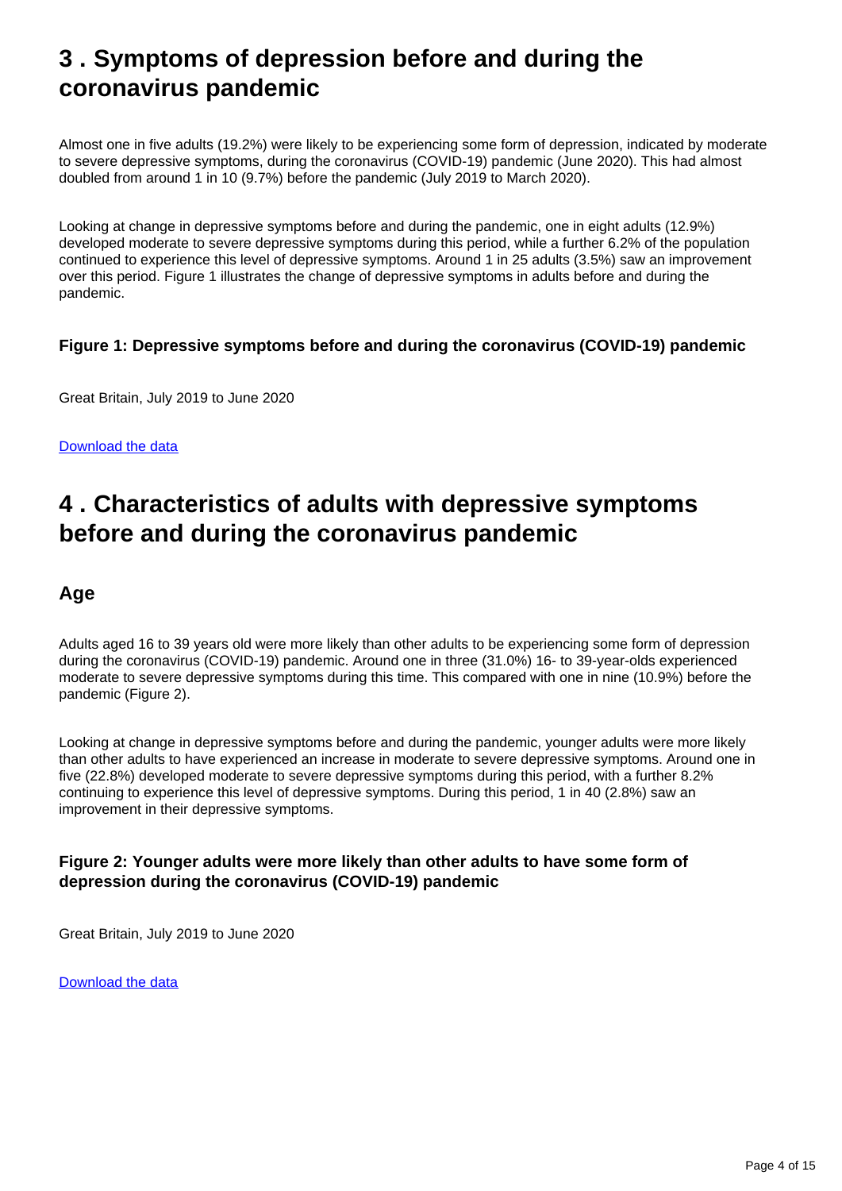## 3 . Symptoms of depression before and during the coronavirus pandemic

Almost one in five adults (19.2%) were likely to be experiencing some form of depression, indicated by moderate to severe depressive symptoms, during the coronavirus (COVID-19) pandemic (June 2020). This had almost doubled from around 1 in 10 (9.7%) before the pandemic (July 2019 to March 2020).

Looking at change in depressive symptoms before and during the pandemic, one in eight adults (12.9%) developed moderate to severe depressive symptoms during this period, while a further 6.2% of the population continued to experience this level of depressive symptoms. Around 1 in 25 adults (3.5%) saw an improvement over this period. Figure 1 illustrates the change of depressive symptoms in adults before and during the pandemic.

#### Figure 1: Depressive symptoms before and during the coronavirus (COVID-19) pandemic

Great Britain, July 2019 to June 2020

Download the data

## 4 . Characteristics of adults with depressive symptoms before and during the coronavirus pandemic

### Age

Adults aged 16 to 39 years old were more likely than other adults to be experiencing some form of depression during the coronavirus (COVID-19) pandemic. Around one in three (31.0%) 16- to 39-year-olds experienced moderate to severe depressive symptoms during this time. This compared with one in nine (10.9%) before the pandemic (Figure 2).

Looking at change in depressive symptoms before and during the pandemic, younger adults were more likely than other adults to have experienced an increase in moderate to severe depressive symptoms. Around one in five (22.8%) developed moderate to severe depressive symptoms during this period, with a further 8.2% continuing to experience this level of depressive symptoms. During this period, 1 in 40 (2.8%) saw an improvement in their depressive symptoms.

#### Figure 2: Younger adults were more likely than other adults to have some form of depression during the coronavirus (COVID-19) pandemic

Great Britain, July 2019 to June 2020

Download the data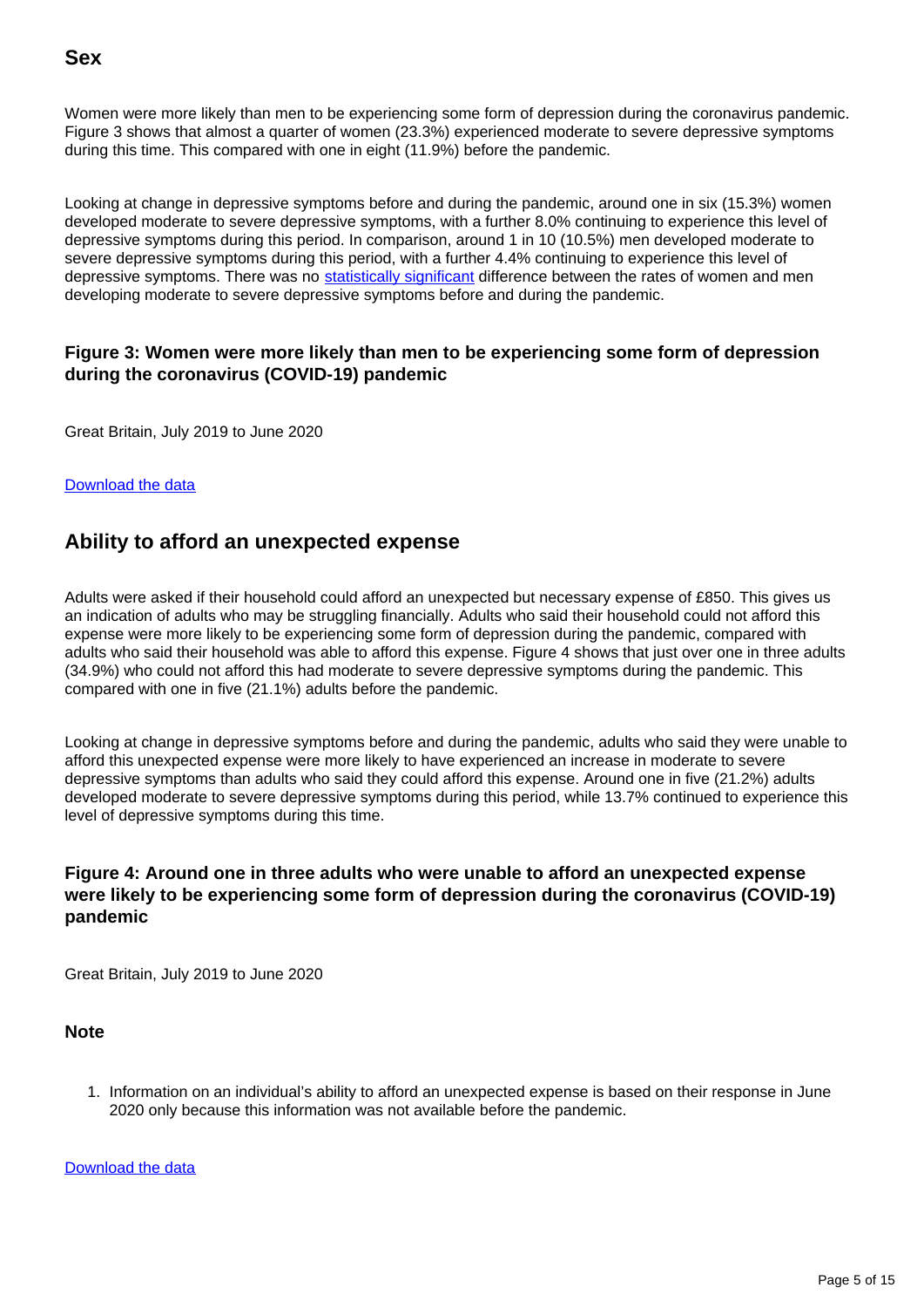## Sex

Women were more likely than men to be experiencing some form of depression during the coronavirus pandemic. Figure 3 shows that almost a quarter of women (23.3%) experienced moderate to severe depressive symptoms during this time. This compared with one in eight (11.9%) before the pandemic.

Looking at change in depressive symptoms before and during the pandemic, around one in six (15.3%) women developed moderate to severe depressive symptoms, with a further 8.0% continuing to experience this level of depressive symptoms during this period. In comparison, around 1 in 10 (10.5%) men developed moderate to severe depressive symptoms during this period, with a further 4.4% continuing to experience this level of depressive symptoms. There was no statistically significant difference between the rates of women and men developing moderate to severe depressive symptoms before and during the pandemic.

### Figure 3: Women were more likely than men to be experiencing some form of depression during the coronavirus (COVID-19) pandemic

Great Britain, July 2019 to June 2020

Download the data

## Ability to afford an unexpected expense

Adults were asked if their household could afford an unexpected but necessary expense of £850. This gives us an indication of adults who may be struggling financially. Adults who said their household could not afford this expense were more likely to be experiencing some form of depression during the pandemic, compared with adults who said their household was able to afford this expense. Figure 4 shows that just over one in three adults (34.9%) who could not afford this had moderate to severe depressive symptoms during the pandemic. This compared with one in five (21.1%) adults before the pandemic.

Looking at change in depressive symptoms before and during the pandemic, adults who said they were unable to afford this unexpected expense were more likely to have experienced an increase in moderate to severe depressive symptoms than adults who said they could afford this expense. Around one in five (21.2%) adults developed moderate to severe depressive symptoms during this period, while 13.7% continued to experience this level of depressive symptoms during this time.

### Figure 4: Around one in three adults who were unable to afford an unexpected expense were likely to be experiencing some form of depression during the coronavirus (COVID-19) pandemic

Great Britain, July 2019 to June 2020

#### Note

1. Information on an individual's ability to afford an unexpected expense is based on their response in June 2020 only because this information was not available before the pandemic.

Download the data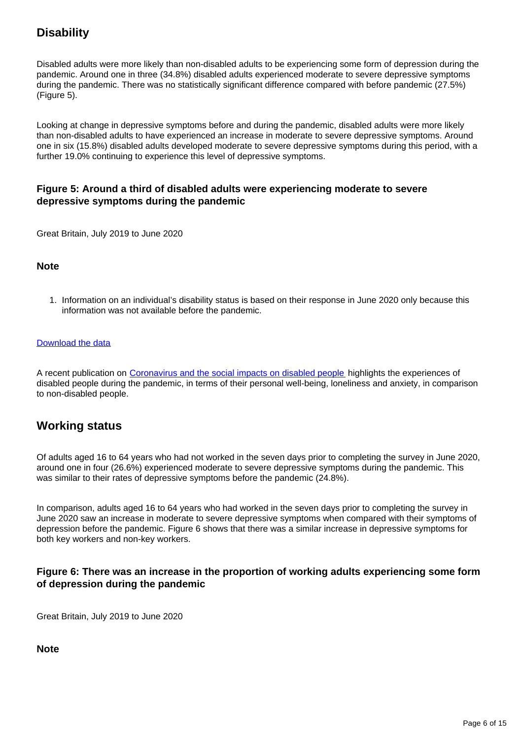## Disability

Disabled adults were more likely than non-disabled adults to be experiencing some form of depression during the pandemic. Around one in three (34.8%) disabled adults experienced moderate to severe depressive symptoms during the pandemic. There was no statistically significant difference compared with before pandemic (27.5%) (Figure 5).

Looking at change in depressive symptoms before and during the pandemic, disabled adults were more likely than non-disabled adults to have experienced an increase in moderate to severe depressive symptoms. Around one in six (15.8%) disabled adults developed moderate to severe depressive symptoms during this period, with a further 19.0% continuing to experience this level of depressive symptoms.

### Figure 5: Around a third of disabled adults were experiencing moderate to severe depressive symptoms during the pandemic

Great Britain, July 2019 to June 2020

### Note

1. Information on an individual's disability status is based on their response in June 2020 only because this information was not available before the pandemic.

[Download the data]

A recent publication on [Coronavirus and the social impacts on disabled people] highlights the experiences of disabled people during the pandemic, in terms of their personal well-being, loneliness and anxiety, in comparison to non-disabled people.

## Working status

Of adults aged 16 to 64 years who had not worked in the seven days prior to completing the survey in June 2020, around one in four (26.6%) experienced moderate to severe depressive symptoms during the pandemic. This was similar to their rates of depressive symptoms before the pandemic (24.8%).

In comparison, adults aged 16 to 64 years who had worked in the seven days prior to completing the survey in June 2020 saw an increase in moderate to severe depressive symptoms when compared with their symptoms of depression before the pandemic. Figure 6 shows that there was a similar increase in depressive symptoms for both key workers and non-key workers.

### Figure 6: There was an increase in the proportion of working adults experiencing some form of depression during the pandemic

Great Britain, July 2019 to June 2020

### Note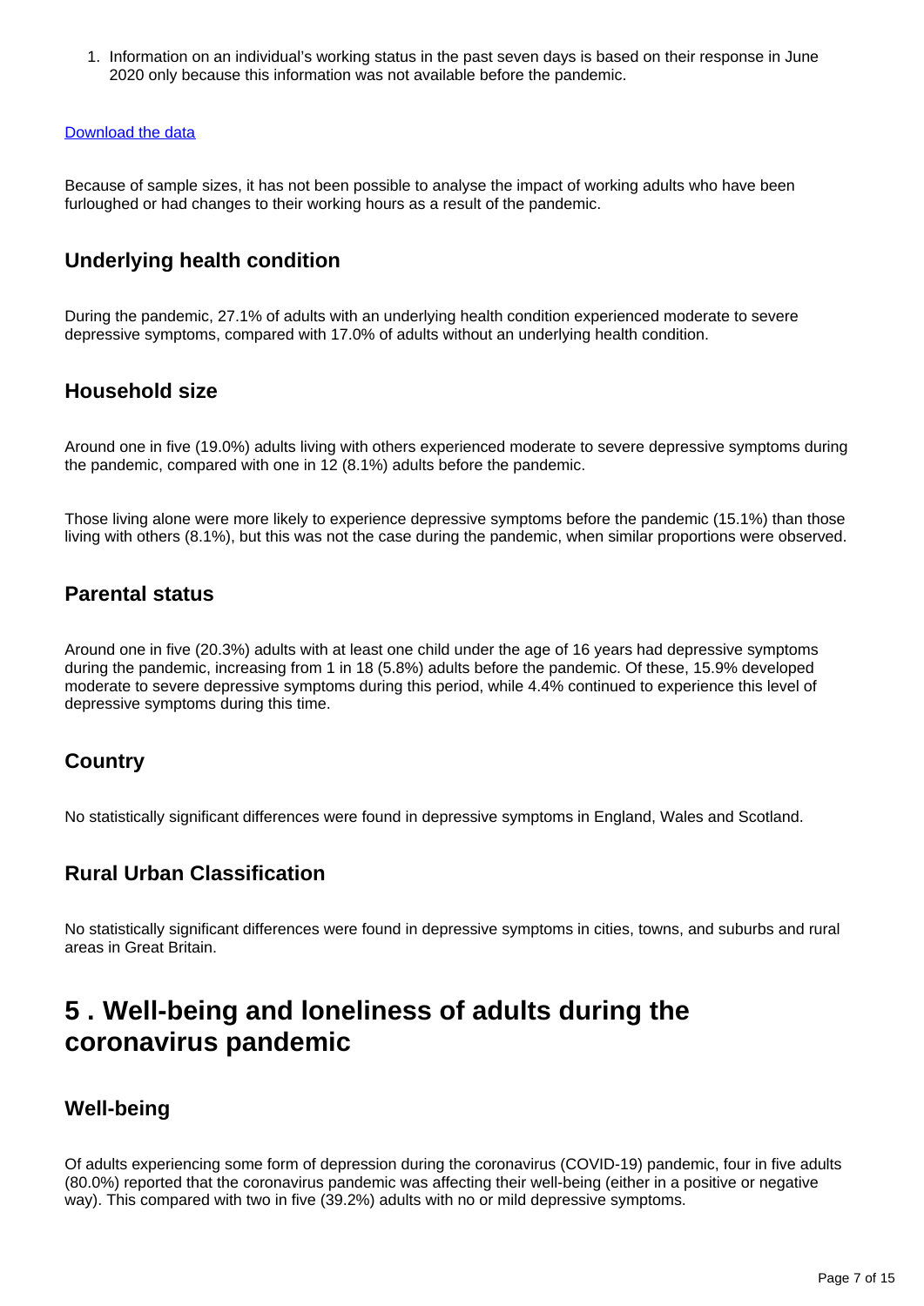1. Information on an individual's working status in the past seven days is based on their response in June 2020 only because this information was not available before the pandemic.

[Download the data](#)

Because of sample sizes, it has not been possible to analyse the impact of working adults who have been furloughed or had changes to their working hours as a result of the pandemic.

### Underlying health condition

During the pandemic, 27.1% of adults with an underlying health condition experienced moderate to severe depressive symptoms, compared with 17.0% of adults without an underlying health condition.

### Household size

Around one in five (19.0%) adults living with others experienced moderate to severe depressive symptoms during the pandemic, compared with one in 12 (8.1%) adults before the pandemic.

Those living alone were more likely to experience depressive symptoms before the pandemic (15.1%) than those living with others (8.1%), but this was not the case during the pandemic, when similar proportions were observed.

### Parental status

Around one in five (20.3%) adults with at least one child under the age of 16 years had depressive symptoms during the pandemic, increasing from 1 in 18 (5.8%) adults before the pandemic. Of these, 15.9% developed moderate to severe depressive symptoms during this period, while 4.4% continued to experience this level of depressive symptoms during this time.

### Country

No statistically significant differences were found in depressive symptoms in England, Wales and Scotland.

### Rural Urban Classification

No statistically significant differences were found in depressive symptoms in cities, towns, and suburbs and rural areas in Great Britain.

## 5 . Well-being and loneliness of adults during the coronavirus pandemic

### Well-being

Of adults experiencing some form of depression during the coronavirus (COVID-19) pandemic, four in five adults (80.0%) reported that the coronavirus pandemic was affecting their well-being (either in a positive or negative way). This compared with two in five (39.2%) adults with no or mild depressive symptoms.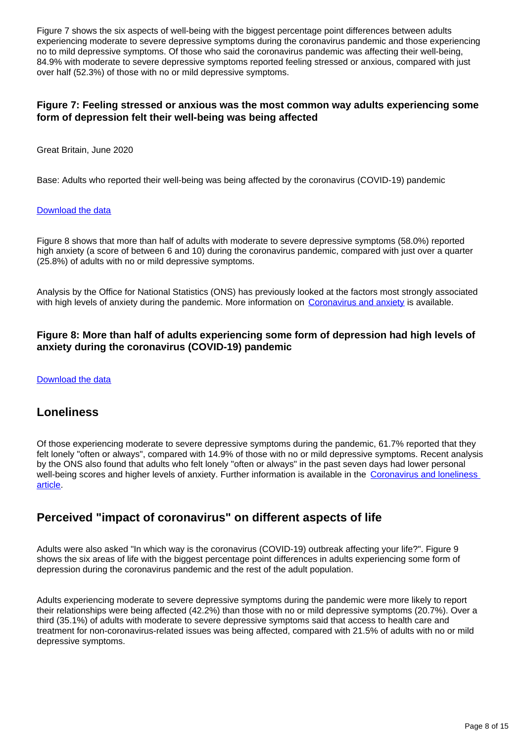Figure 7 shows the six aspects of well-being with the biggest percentage point differences between adults experiencing moderate to severe depressive symptoms during the coronavirus pandemic and those experiencing no to mild depressive symptoms. Of those who said the coronavirus pandemic was affecting their well-being, 84.9% with moderate to severe depressive symptoms reported feeling stressed or anxious, compared with just over half (52.3%) of those with no or mild depressive symptoms.

### Figure 7: Feeling stressed or anxious was the most common way adults experiencing some form of depression felt their well-being was being affected

Great Britain, June 2020

Base: Adults who reported their well-being was being affected by the coronavirus (COVID-19) pandemic

[Download the data](#)

Figure 8 shows that more than half of adults with moderate to severe depressive symptoms (58.0%) reported high anxiety (a score of between 6 and 10) during the coronavirus pandemic, compared with just over a quarter (25.8%) of adults with no or mild depressive symptoms.

Analysis by the Office for National Statistics (ONS) has previously looked at the factors most strongly associated with high levels of anxiety during the pandemic. More information on [Coronavirus and anxiety](#) is available.

### Figure 8: More than half of adults experiencing some form of depression had high levels of anxiety during the coronavirus (COVID-19) pandemic

[Download the data](#)

## Loneliness

Of those experiencing moderate to severe depressive symptoms during the pandemic, 61.7% reported that they felt lonely "often or always", compared with 14.9% of those with no or mild depressive symptoms. Recent analysis by the ONS also found that adults who felt lonely "often or always" in the past seven days had lower personal well-being scores and higher levels of anxiety. Further information is available in the [Coronavirus and loneliness article](#).

## Perceived "impact of coronavirus" on different aspects of life

Adults were also asked "In which way is the coronavirus (COVID-19) outbreak affecting your life?". Figure 9 shows the six areas of life with the biggest percentage point differences in adults experiencing some form of depression during the coronavirus pandemic and the rest of the adult population.

Adults experiencing moderate to severe depressive symptoms during the pandemic were more likely to report their relationships were being affected (42.2%) than those with no or mild depressive symptoms (20.7%). Over a third (35.1%) of adults with moderate to severe depressive symptoms said that access to health care and treatment for non-coronavirus-related issues was being affected, compared with 21.5% of adults with no or mild depressive symptoms.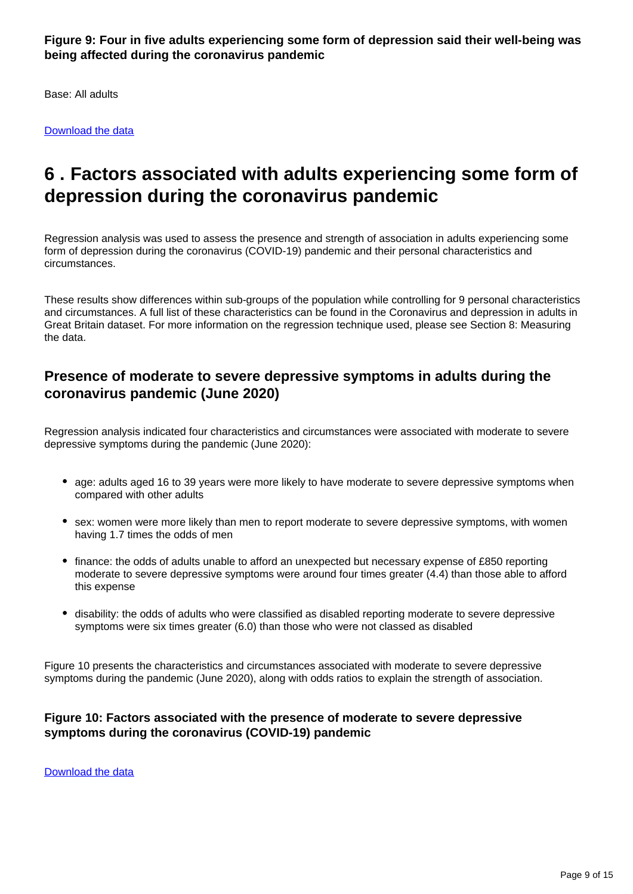**Figure 9: Four in five adults experiencing some form of depression said their well-being was being affected during the coronavirus pandemic**

Base: All adults

Download the data

## 6 . Factors associated with adults experiencing some form of depression during the coronavirus pandemic

Regression analysis was used to assess the presence and strength of association in adults experiencing some form of depression during the coronavirus (COVID-19) pandemic and their personal characteristics and circumstances.

These results show differences within sub-groups of the population while controlling for 9 personal characteristics and circumstances. A full list of these characteristics can be found in the Coronavirus and depression in adults in Great Britain dataset. For more information on the regression technique used, please see Section 8: Measuring the data.

### Presence of moderate to severe depressive symptoms in adults during the coronavirus pandemic (June 2020)

Regression analysis indicated four characteristics and circumstances were associated with moderate to severe depressive symptoms during the pandemic (June 2020):

- age: adults aged 16 to 39 years were more likely to have moderate to severe depressive symptoms when compared with other adults
- sex: women were more likely than men to report moderate to severe depressive symptoms, with women having 1.7 times the odds of men
- finance: the odds of adults unable to afford an unexpected but necessary expense of £850 reporting moderate to severe depressive symptoms were around four times greater (4.4) than those able to afford this expense
- disability: the odds of adults who were classified as disabled reporting moderate to severe depressive symptoms were six times greater (6.0) than those who were not classed as disabled

Figure 10 presents the characteristics and circumstances associated with moderate to severe depressive symptoms during the pandemic (June 2020), along with odds ratios to explain the strength of association.

#### Figure 10: Factors associated with the presence of moderate to severe depressive symptoms during the coronavirus (COVID-19) pandemic

Download the data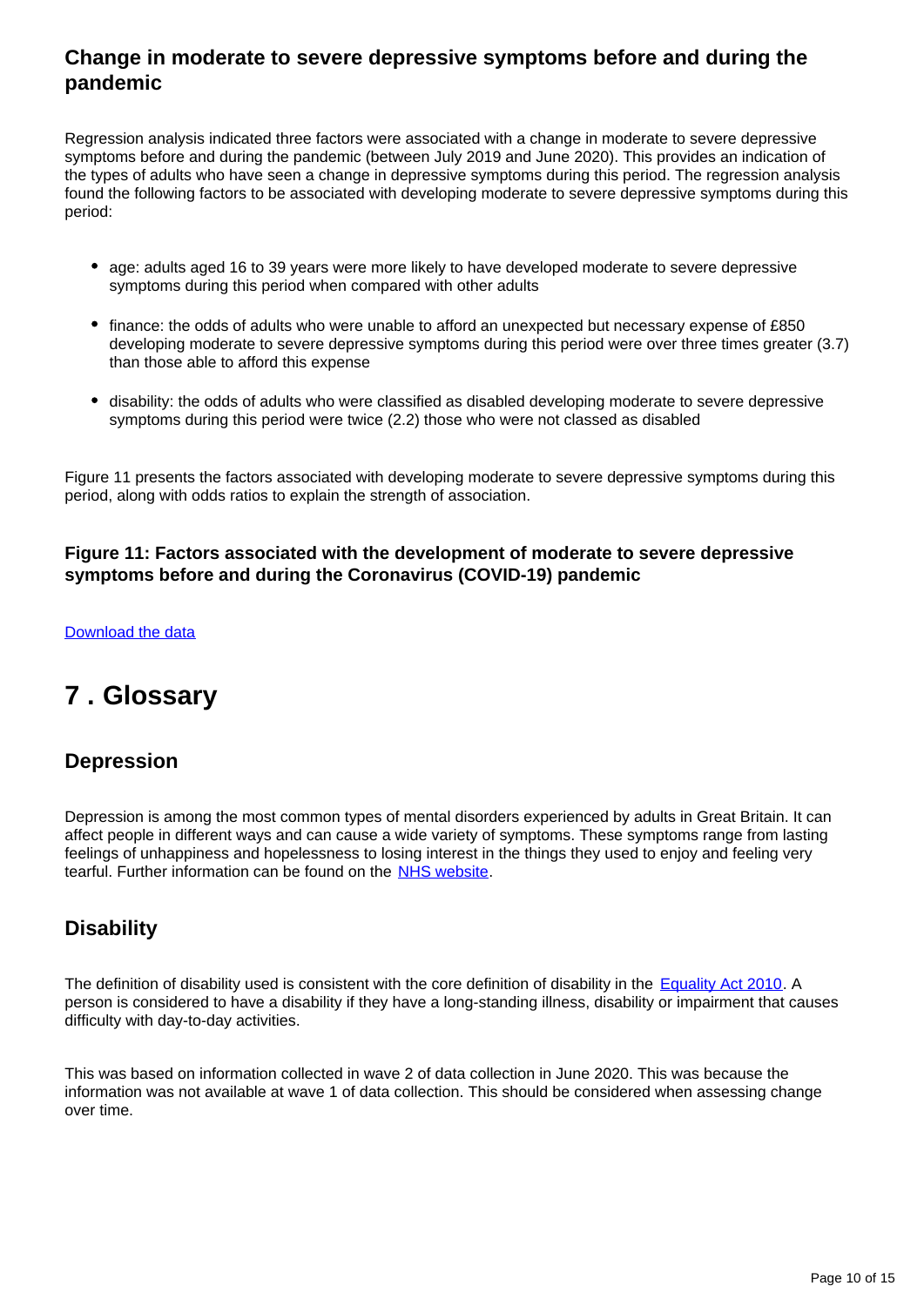### Change in moderate to severe depressive symptoms before and during the pandemic

Regression analysis indicated three factors were associated with a change in moderate to severe depressive symptoms before and during the pandemic (between July 2019 and June 2020). This provides an indication of the types of adults who have seen a change in depressive symptoms during this period. The regression analysis found the following factors to be associated with developing moderate to severe depressive symptoms during this period:

- age: adults aged 16 to 39 years were more likely to have developed moderate to severe depressive symptoms during this period when compared with other adults
- finance: the odds of adults who were unable to afford an unexpected but necessary expense of £850 developing moderate to severe depressive symptoms during this period were over three times greater (3.7) than those able to afford this expense
- disability: the odds of adults who were classified as disabled developing moderate to severe depressive symptoms during this period were twice (2.2) those who were not classed as disabled

Figure 11 presents the factors associated with developing moderate to severe depressive symptoms during this period, along with odds ratios to explain the strength of association.

#### Figure 11: Factors associated with the development of moderate to severe depressive symptoms before and during the Coronavirus (COVID-19) pandemic

Download the data

## 7 . Glossary

### Depression

Depression is among the most common types of mental disorders experienced by adults in Great Britain. It can affect people in different ways and can cause a wide variety of symptoms. These symptoms range from lasting feelings of unhappiness and hopelessness to losing interest in the things they used to enjoy and feeling very tearful. Further information can be found on the NHS website.

### Disability

The definition of disability used is consistent with the core definition of disability in the Equality Act 2010. A person is considered to have a disability if they have a long-standing illness, disability or impairment that causes difficulty with day-to-day activities.

This was based on information collected in wave 2 of data collection in June 2020. This was because the information was not available at wave 1 of data collection. This should be considered when assessing change over time.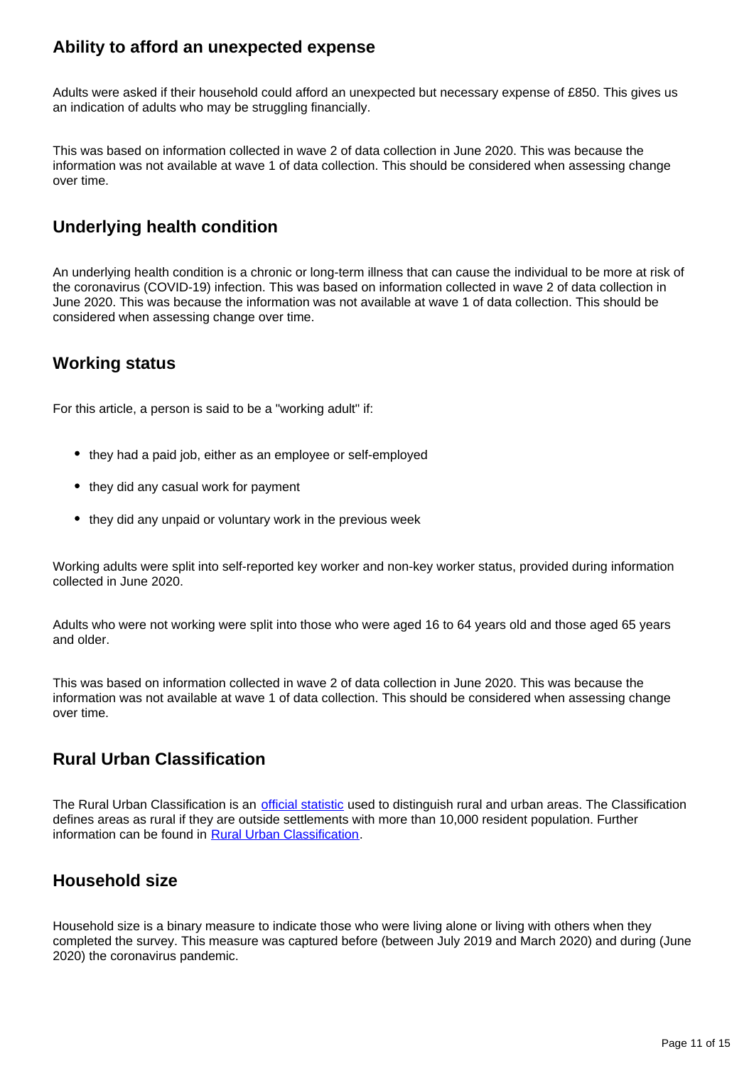### Ability to afford an unexpected expense

Adults were asked if their household could afford an unexpected but necessary expense of £850. This gives us an indication of adults who may be struggling financially.

This was based on information collected in wave 2 of data collection in June 2020. This was because the information was not available at wave 1 of data collection. This should be considered when assessing change over time.

### Underlying health condition

An underlying health condition is a chronic or long-term illness that can cause the individual to be more at risk of the coronavirus (COVID-19) infection. This was based on information collected in wave 2 of data collection in June 2020. This was because the information was not available at wave 1 of data collection. This should be considered when assessing change over time.

### Working status

For this article, a person is said to be a "working adult" if:

- they had a paid job, either as an employee or self-employed
- they did any casual work for payment
- they did any unpaid or voluntary work in the previous week

Working adults were split into self-reported key worker and non-key worker status, provided during information collected in June 2020.

Adults who were not working were split into those who were aged 16 to 64 years old and those aged 65 years and older.

This was based on information collected in wave 2 of data collection in June 2020. This was because the information was not available at wave 1 of data collection. This should be considered when assessing change over time.

### Rural Urban Classification

The Rural Urban Classification is an [official statistic]() used to distinguish rural and urban areas. The Classification defines areas as rural if they are outside settlements with more than 10,000 resident population. Further information can be found in [Rural Urban Classification]().

### Household size

Household size is a binary measure to indicate those who were living alone or living with others when they completed the survey. This measure was captured before (between July 2019 and March 2020) and during (June 2020) the coronavirus pandemic.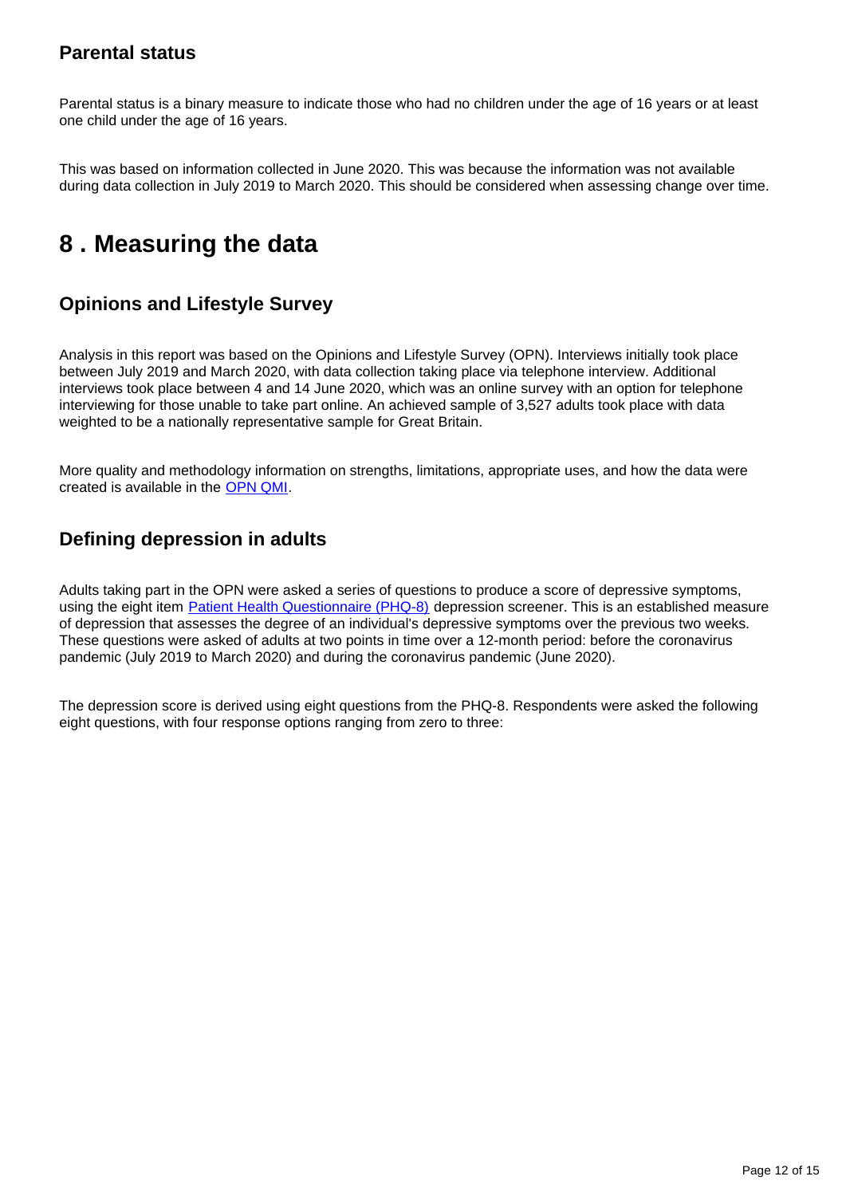### Parental status

Parental status is a binary measure to indicate those who had no children under the age of 16 years or at least one child under the age of 16 years.

This was based on information collected in June 2020. This was because the information was not available during data collection in July 2019 to March 2020. This should be considered when assessing change over time.

## 8 . Measuring the data

### Opinions and Lifestyle Survey

Analysis in this report was based on the Opinions and Lifestyle Survey (OPN). Interviews initially took place between July 2019 and March 2020, with data collection taking place via telephone interview. Additional interviews took place between 4 and 14 June 2020, which was an online survey with an option for telephone interviewing for those unable to take part online. An achieved sample of 3,527 adults took place with data weighted to be a nationally representative sample for Great Britain.

More quality and methodology information on strengths, limitations, appropriate uses, and how the data were created is available in the OPN QMI.

### Defining depression in adults

Adults taking part in the OPN were asked a series of questions to produce a score of depressive symptoms, using the eight item Patient Health Questionnaire (PHQ-8) depression screener. This is an established measure of depression that assesses the degree of an individual's depressive symptoms over the previous two weeks. These questions were asked of adults at two points in time over a 12-month period: before the coronavirus pandemic (July 2019 to March 2020) and during the coronavirus pandemic (June 2020).

The depression score is derived using eight questions from the PHQ-8. Respondents were asked the following eight questions, with four response options ranging from zero to three: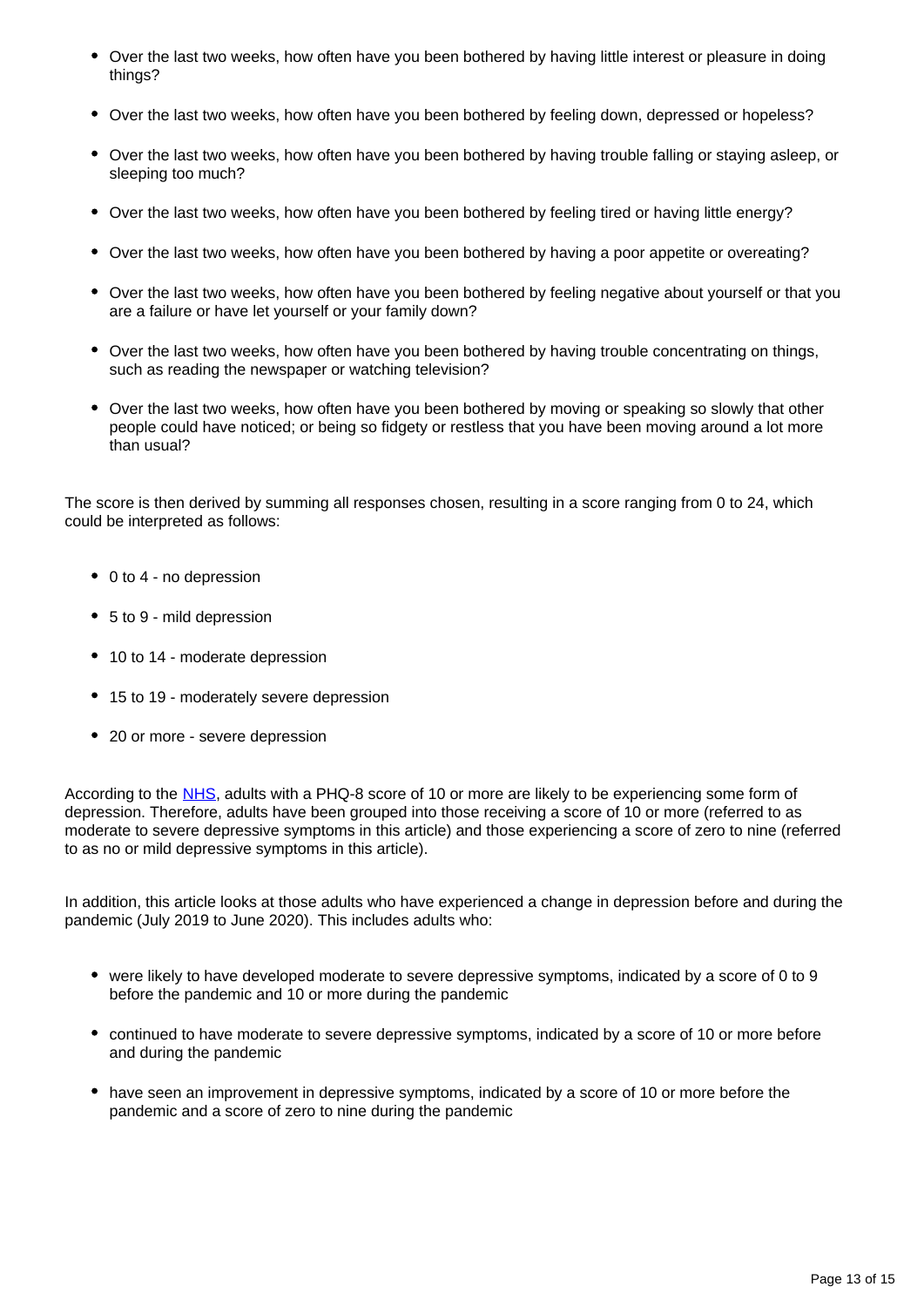- Over the last two weeks, how often have you been bothered by having little interest or pleasure in doing things?
- Over the last two weeks, how often have you been bothered by feeling down, depressed or hopeless?
- Over the last two weeks, how often have you been bothered by having trouble falling or staying asleep, or sleeping too much?
- Over the last two weeks, how often have you been bothered by feeling tired or having little energy?
- Over the last two weeks, how often have you been bothered by having a poor appetite or overeating?
- Over the last two weeks, how often have you been bothered by feeling negative about yourself or that you are a failure or have let yourself or your family down?
- Over the last two weeks, how often have you been bothered by having trouble concentrating on things, such as reading the newspaper or watching television?
- Over the last two weeks, how often have you been bothered by moving or speaking so slowly that other people could have noticed; or being so fidgety or restless that you have been moving around a lot more than usual?

The score is then derived by summing all responses chosen, resulting in a score ranging from 0 to 24, which could be interpreted as follows:

- 0 to 4 - no depression
- 5 to 9 - mild depression
- 10 to 14 - moderate depression
- 15 to 19 - moderately severe depression
- 20 or more - severe depression

According to the NHS, adults with a PHQ-8 score of 10 or more are likely to be experiencing some form of depression. Therefore, adults have been grouped into those receiving a score of 10 or more (referred to as moderate to severe depressive symptoms in this article) and those experiencing a score of zero to nine (referred to as no or mild depressive symptoms in this article).

In addition, this article looks at those adults who have experienced a change in depression before and during the pandemic (July 2019 to June 2020). This includes adults who:

- were likely to have developed moderate to severe depressive symptoms, indicated by a score of 0 to 9 before the pandemic and 10 or more during the pandemic
- continued to have moderate to severe depressive symptoms, indicated by a score of 10 or more before and during the pandemic
- have seen an improvement in depressive symptoms, indicated by a score of 10 or more before the pandemic and a score of zero to nine during the pandemic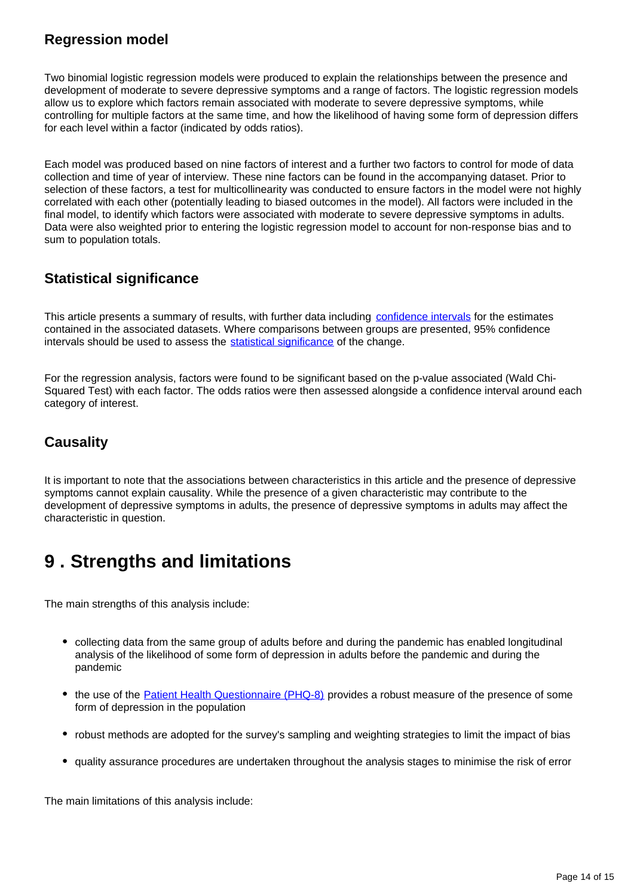### Regression model

Two binomial logistic regression models were produced to explain the relationships between the presence and development of moderate to severe depressive symptoms and a range of factors. The logistic regression models allow us to explore which factors remain associated with moderate to severe depressive symptoms, while controlling for multiple factors at the same time, and how the likelihood of having some form of depression differs for each level within a factor (indicated by odds ratios).

Each model was produced based on nine factors of interest and a further two factors to control for mode of data collection and time of year of interview. These nine factors can be found in the accompanying dataset. Prior to selection of these factors, a test for multicollinearity was conducted to ensure factors in the model were not highly correlated with each other (potentially leading to biased outcomes in the model). All factors were included in the final model, to identify which factors were associated with moderate to severe depressive symptoms in adults. Data were also weighted prior to entering the logistic regression model to account for non-response bias and to sum to population totals.

### Statistical significance

This article presents a summary of results, with further data including [confidence intervals](#) for the estimates contained in the associated datasets. Where comparisons between groups are presented, 95% confidence intervals should be used to assess the [statistical significance](#) of the change.

For the regression analysis, factors were found to be significant based on the p-value associated (Wald Chi-Squared Test) with each factor. The odds ratios were then assessed alongside a confidence interval around each category of interest.

### Causality

It is important to note that the associations between characteristics in this article and the presence of depressive symptoms cannot explain causality. While the presence of a given characteristic may contribute to the development of depressive symptoms in adults, the presence of depressive symptoms in adults may affect the characteristic in question.

## 9 . Strengths and limitations

The main strengths of this analysis include:

- collecting data from the same group of adults before and during the pandemic has enabled longitudinal analysis of the likelihood of some form of depression in adults before the pandemic and during the pandemic
- the use of the [Patient Health Questionnaire (PHQ-8)](#) provides a robust measure of the presence of some form of depression in the population
- robust methods are adopted for the survey's sampling and weighting strategies to limit the impact of bias
- quality assurance procedures are undertaken throughout the analysis stages to minimise the risk of error

The main limitations of this analysis include: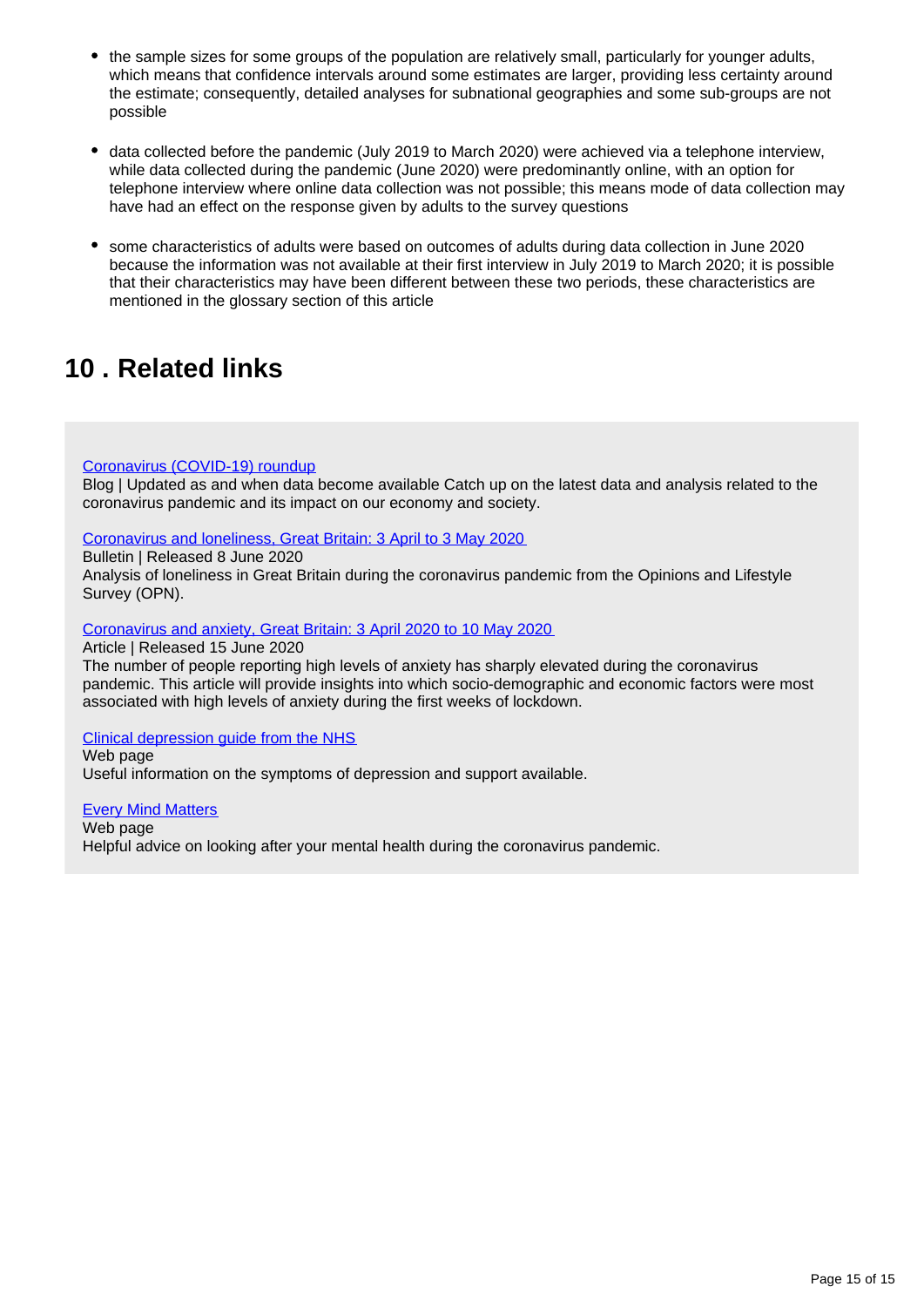- the sample sizes for some groups of the population are relatively small, particularly for younger adults, which means that confidence intervals around some estimates are larger, providing less certainty around the estimate; consequently, detailed analyses for subnational geographies and some sub-groups are not possible

- data collected before the pandemic (July 2019 to March 2020) were achieved via a telephone interview, while data collected during the pandemic (June 2020) were predominantly online, with an option for telephone interview where online data collection was not possible; this means mode of data collection may have had an effect on the response given by adults to the survey questions

- some characteristics of adults were based on outcomes of adults during data collection in June 2020 because the information was not available at their first interview in July 2019 to March 2020; it is possible that their characteristics may have been different between these two periods, these characteristics are mentioned in the glossary section of this article

## 10 . Related links

[Coronavirus (COVID-19) roundup](#)
Blog | Updated as and when data become available Catch up on the latest data and analysis related to the coronavirus pandemic and its impact on our economy and society.

[Coronavirus and loneliness, Great Britain: 3 April to 3 May 2020](#)
Bulletin | Released 8 June 2020
Analysis of loneliness in Great Britain during the coronavirus pandemic from the Opinions and Lifestyle Survey (OPN).

[Coronavirus and anxiety, Great Britain: 3 April 2020 to 10 May 2020](#)
Article | Released 15 June 2020
The number of people reporting high levels of anxiety has sharply elevated during the coronavirus pandemic. This article will provide insights into which socio-demographic and economic factors were most associated with high levels of anxiety during the first weeks of lockdown.

[Clinical depression guide from the NHS](#)
Web page
Useful information on the symptoms of depression and support available.

[Every Mind Matters](#)
Web page
Helpful advice on looking after your mental health during the coronavirus pandemic.